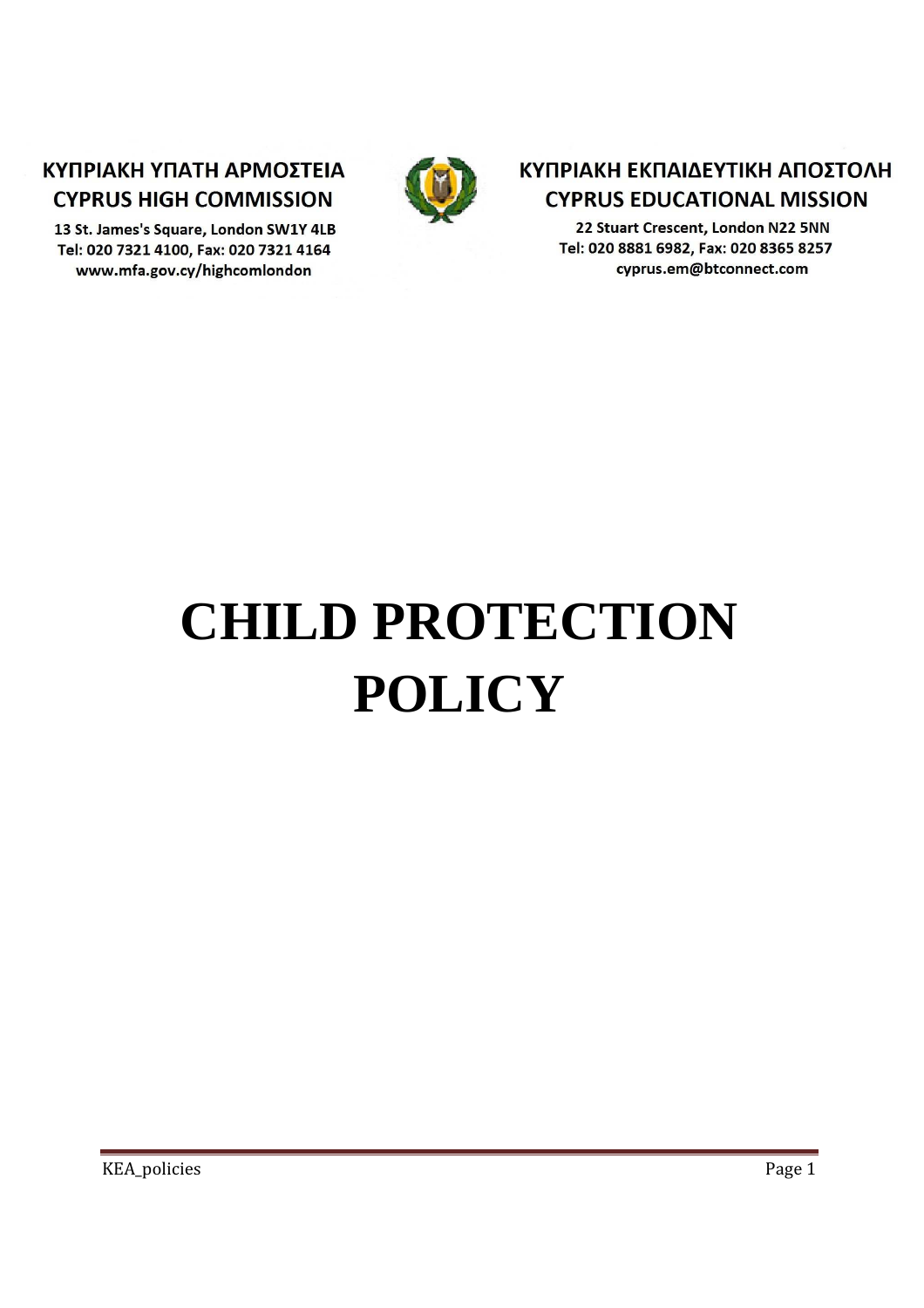ΚΥΠΡΙΑΚΗ ΥΠΑΤΗ ΑΡΜΟΣΤΕΙΑ
**CYPRUS HIGH COMMISSION**
13 St. James's Square, London SW1Y 4LB
Tel: 020 7321 4100, Fax: 020 7321 4164
www.mfa.gov.cy/highcomlondon

ΚΥΠΡΙΑΚΗ ΕΚΠΑΙΔΕΥΤΙΚΗ ΑΠΟΣΤΟΛΗ
**CYPRUS EDUCATIONAL MISSION**
22 Stuart Crescent, London N22 5NN
Tel: 020 8881 6982, Fax: 020 8365 8257
cyprus.em@btconnect.com

# CHILD PROTECTION POLICY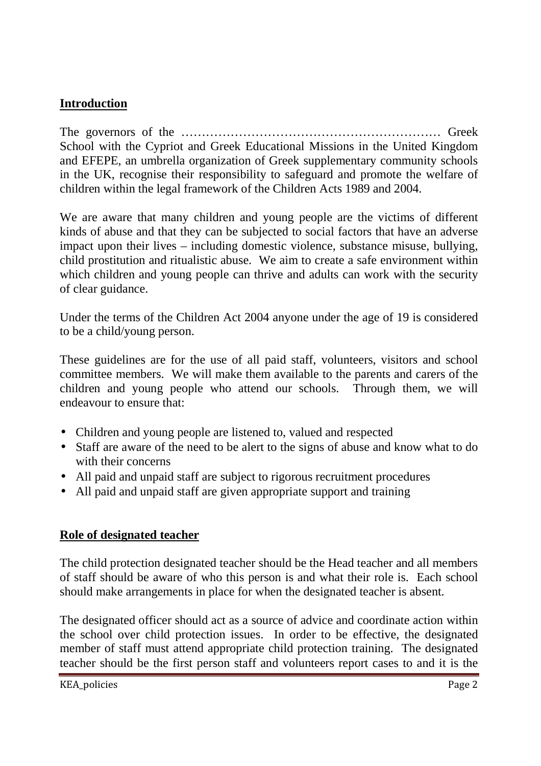## Introduction

The governors of the ……………………………………………………… Greek School with the Cypriot and Greek Educational Missions in the United Kingdom and EFEPE, an umbrella organization of Greek supplementary community schools in the UK, recognise their responsibility to safeguard and promote the welfare of children within the legal framework of the Children Acts 1989 and 2004.

We are aware that many children and young people are the victims of different kinds of abuse and that they can be subjected to social factors that have an adverse impact upon their lives – including domestic violence, substance misuse, bullying, child prostitution and ritualistic abuse. We aim to create a safe environment within which children and young people can thrive and adults can work with the security of clear guidance.

Under the terms of the Children Act 2004 anyone under the age of 19 is considered to be a child/young person.

These guidelines are for the use of all paid staff, volunteers, visitors and school committee members. We will make them available to the parents and carers of the children and young people who attend our schools. Through them, we will endeavour to ensure that:

- Children and young people are listened to, valued and respected
- Staff are aware of the need to be alert to the signs of abuse and know what to do with their concerns
- All paid and unpaid staff are subject to rigorous recruitment procedures
- All paid and unpaid staff are given appropriate support and training

## Role of designated teacher

The child protection designated teacher should be the Head teacher and all members of staff should be aware of who this person is and what their role is. Each school should make arrangements in place for when the designated teacher is absent.

The designated officer should act as a source of advice and coordinate action within the school over child protection issues. In order to be effective, the designated member of staff must attend appropriate child protection training. The designated teacher should be the first person staff and volunteers report cases to and it is the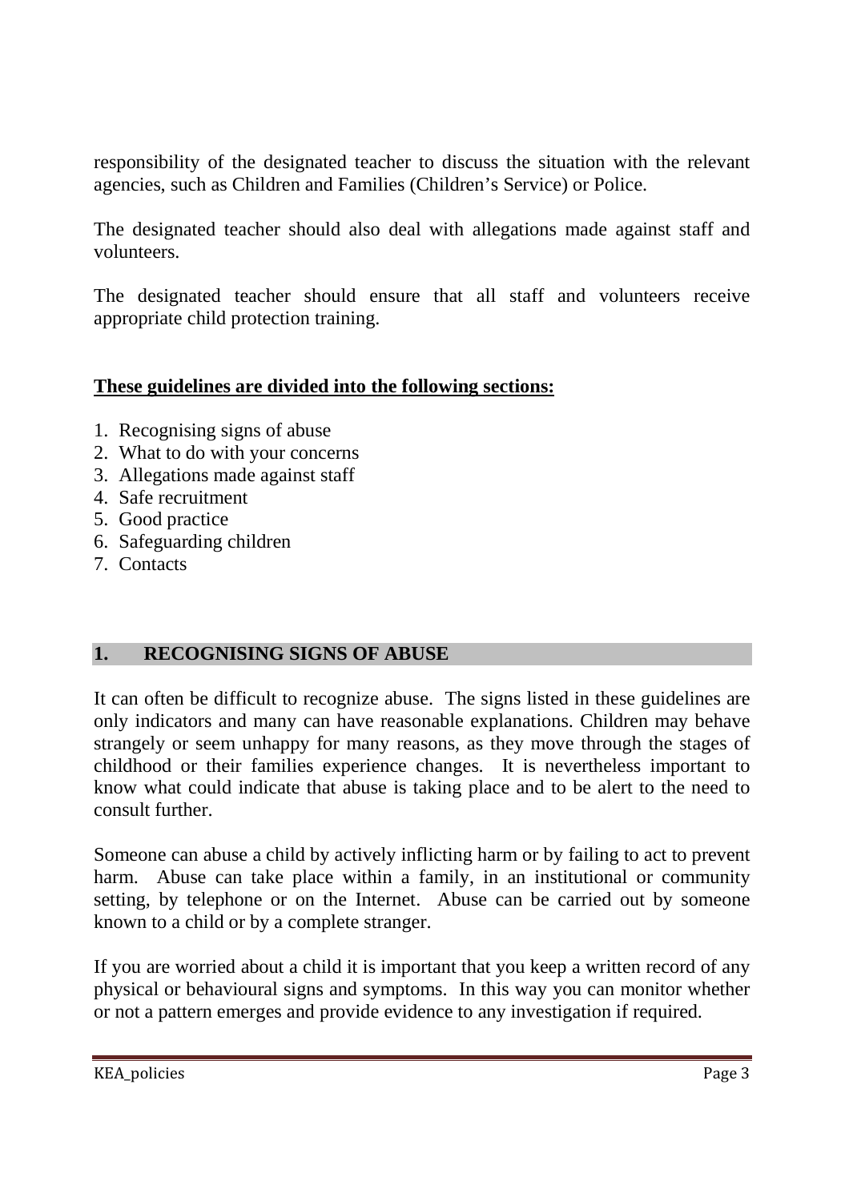responsibility of the designated teacher to discuss the situation with the relevant agencies, such as Children and Families (Children's Service) or Police.

The designated teacher should also deal with allegations made against staff and volunteers.

The designated teacher should ensure that all staff and volunteers receive appropriate child protection training.

**These guidelines are divided into the following sections:**

1. Recognising signs of abuse
2. What to do with your concerns
3. Allegations made against staff
4. Safe recruitment
5. Good practice
6. Safeguarding children
7. Contacts

## 1. RECOGNISING SIGNS OF ABUSE

It can often be difficult to recognize abuse. The signs listed in these guidelines are only indicators and many can have reasonable explanations. Children may behave strangely or seem unhappy for many reasons, as they move through the stages of childhood or their families experience changes. It is nevertheless important to know what could indicate that abuse is taking place and to be alert to the need to consult further.

Someone can abuse a child by actively inflicting harm or by failing to act to prevent harm. Abuse can take place within a family, in an institutional or community setting, by telephone or on the Internet. Abuse can be carried out by someone known to a child or by a complete stranger.

If you are worried about a child it is important that you keep a written record of any physical or behavioural signs and symptoms. In this way you can monitor whether or not a pattern emerges and provide evidence to any investigation if required.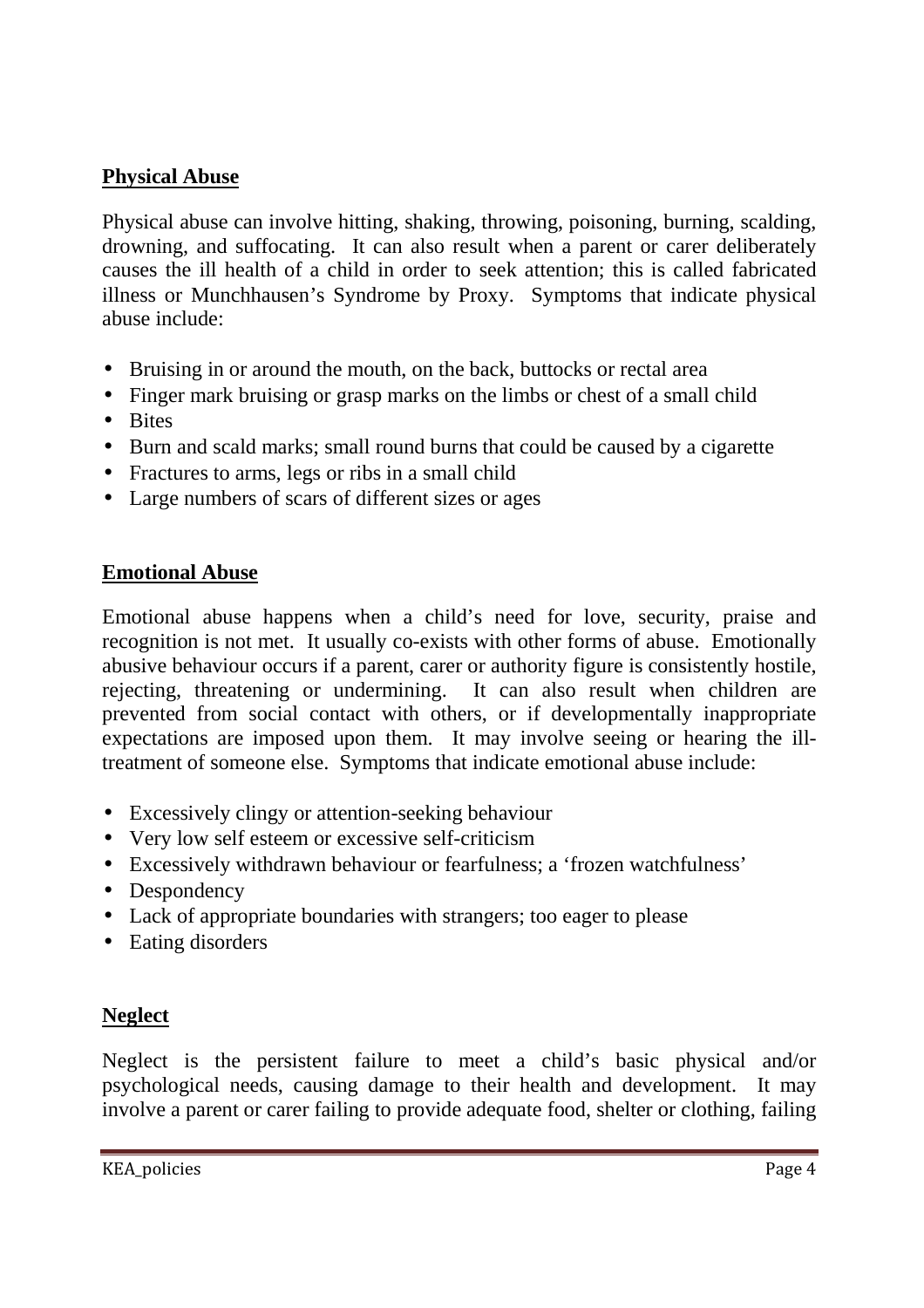## Physical Abuse

Physical abuse can involve hitting, shaking, throwing, poisoning, burning, scalding, drowning, and suffocating. It can also result when a parent or carer deliberately causes the ill health of a child in order to seek attention; this is called fabricated illness or Munchhausen's Syndrome by Proxy. Symptoms that indicate physical abuse include:

- Bruising in or around the mouth, on the back, buttocks or rectal area
- Finger mark bruising or grasp marks on the limbs or chest of a small child
- Bites
- Burn and scald marks; small round burns that could be caused by a cigarette
- Fractures to arms, legs or ribs in a small child
- Large numbers of scars of different sizes or ages

## Emotional Abuse

Emotional abuse happens when a child's need for love, security, praise and recognition is not met. It usually co-exists with other forms of abuse. Emotionally abusive behaviour occurs if a parent, carer or authority figure is consistently hostile, rejecting, threatening or undermining. It can also result when children are prevented from social contact with others, or if developmentally inappropriate expectations are imposed upon them. It may involve seeing or hearing the ill-treatment of someone else. Symptoms that indicate emotional abuse include:

- Excessively clingy or attention-seeking behaviour
- Very low self esteem or excessive self-criticism
- Excessively withdrawn behaviour or fearfulness; a 'frozen watchfulness'
- Despondency
- Lack of appropriate boundaries with strangers; too eager to please
- Eating disorders

## Neglect

Neglect is the persistent failure to meet a child's basic physical and/or psychological needs, causing damage to their health and development. It may involve a parent or carer failing to provide adequate food, shelter or clothing, failing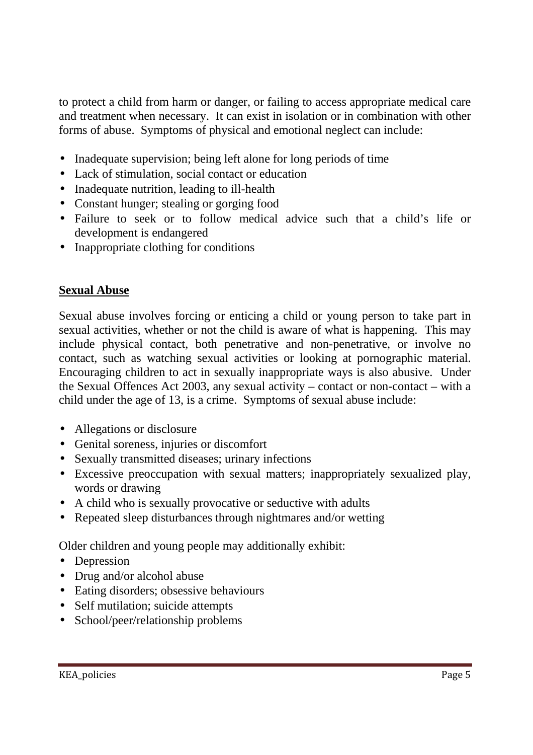to protect a child from harm or danger, or failing to access appropriate medical care and treatment when necessary. It can exist in isolation or in combination with other forms of abuse. Symptoms of physical and emotional neglect can include:

- Inadequate supervision; being left alone for long periods of time
- Lack of stimulation, social contact or education
- Inadequate nutrition, leading to ill-health
- Constant hunger; stealing or gorging food
- Failure to seek or to follow medical advice such that a child's life or development is endangered
- Inappropriate clothing for conditions

## Sexual Abuse

Sexual abuse involves forcing or enticing a child or young person to take part in sexual activities, whether or not the child is aware of what is happening. This may include physical contact, both penetrative and non-penetrative, or involve no contact, such as watching sexual activities or looking at pornographic material. Encouraging children to act in sexually inappropriate ways is also abusive. Under the Sexual Offences Act 2003, any sexual activity – contact or non-contact – with a child under the age of 13, is a crime. Symptoms of sexual abuse include:

- Allegations or disclosure
- Genital soreness, injuries or discomfort
- Sexually transmitted diseases; urinary infections
- Excessive preoccupation with sexual matters; inappropriately sexualized play, words or drawing
- A child who is sexually provocative or seductive with adults
- Repeated sleep disturbances through nightmares and/or wetting

Older children and young people may additionally exhibit:

- Depression
- Drug and/or alcohol abuse
- Eating disorders; obsessive behaviours
- Self mutilation; suicide attempts
- School/peer/relationship problems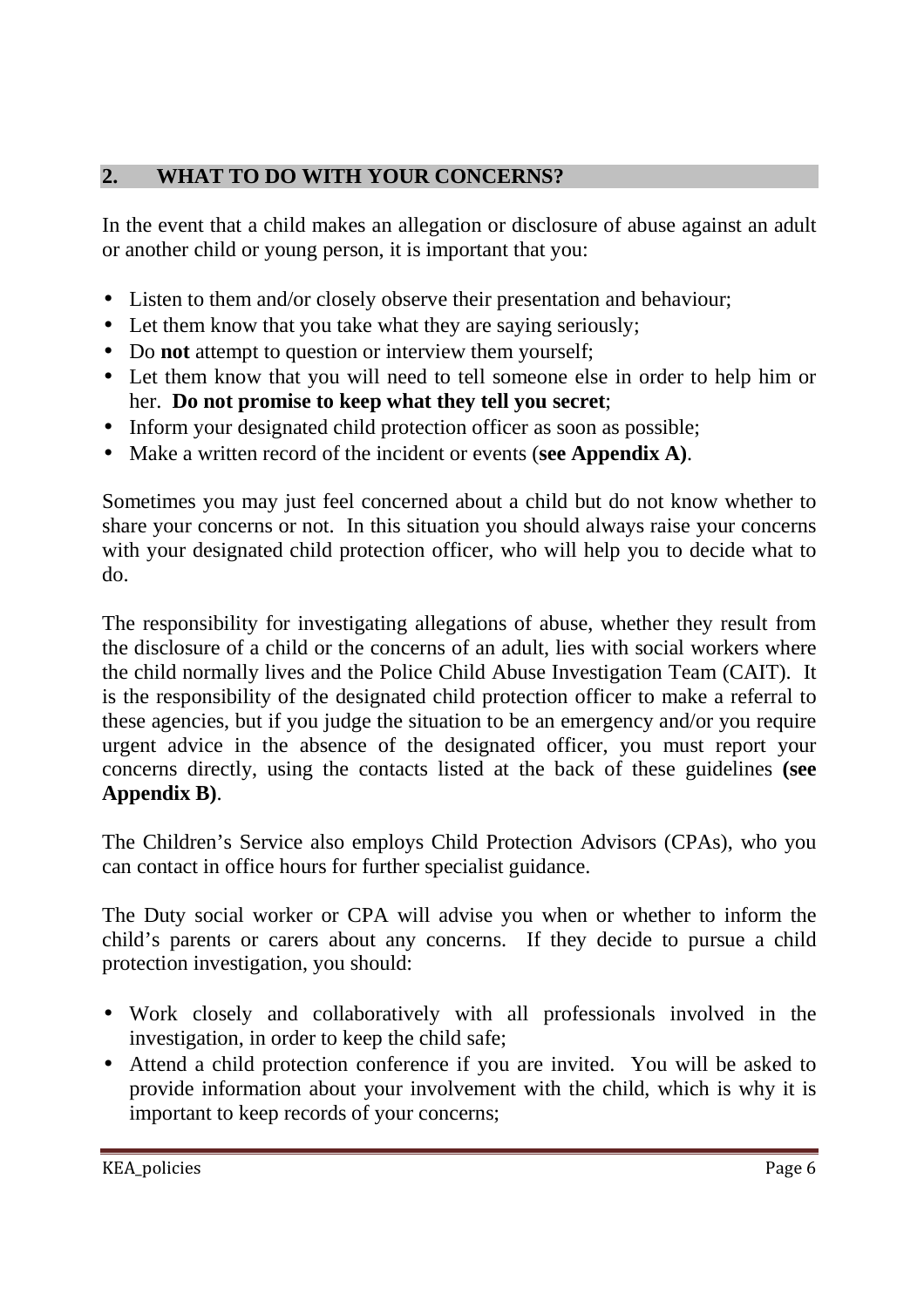## 2. WHAT TO DO WITH YOUR CONCERNS?

In the event that a child makes an allegation or disclosure of abuse against an adult or another child or young person, it is important that you:

- Listen to them and/or closely observe their presentation and behaviour;
- Let them know that you take what they are saying seriously;
- Do **not** attempt to question or interview them yourself;
- Let them know that you will need to tell someone else in order to help him or her. **Do not promise to keep what they tell you secret**;
- Inform your designated child protection officer as soon as possible;
- Make a written record of the incident or events (**see Appendix A)**.

Sometimes you may just feel concerned about a child but do not know whether to share your concerns or not. In this situation you should always raise your concerns with your designated child protection officer, who will help you to decide what to do.

The responsibility for investigating allegations of abuse, whether they result from the disclosure of a child or the concerns of an adult, lies with social workers where the child normally lives and the Police Child Abuse Investigation Team (CAIT). It is the responsibility of the designated child protection officer to make a referral to these agencies, but if you judge the situation to be an emergency and/or you require urgent advice in the absence of the designated officer, you must report your concerns directly, using the contacts listed at the back of these guidelines **(see Appendix B)**.

The Children's Service also employs Child Protection Advisors (CPAs), who you can contact in office hours for further specialist guidance.

The Duty social worker or CPA will advise you when or whether to inform the child's parents or carers about any concerns. If they decide to pursue a child protection investigation, you should:

- Work closely and collaboratively with all professionals involved in the investigation, in order to keep the child safe;
- Attend a child protection conference if you are invited. You will be asked to provide information about your involvement with the child, which is why it is important to keep records of your concerns;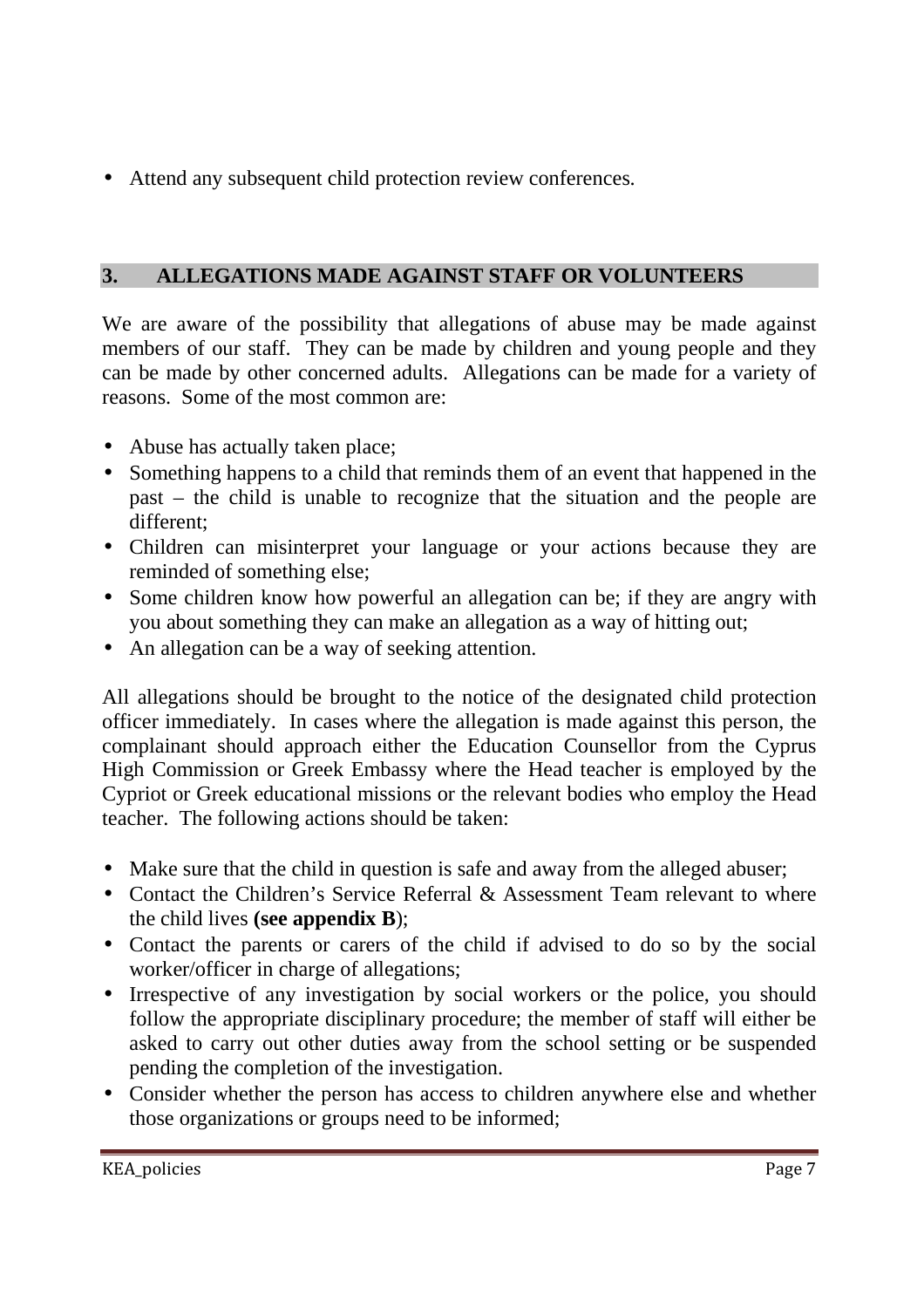- Attend any subsequent child protection review conferences.

## 3. ALLEGATIONS MADE AGAINST STAFF OR VOLUNTEERS

We are aware of the possibility that allegations of abuse may be made against members of our staff. They can be made by children and young people and they can be made by other concerned adults. Allegations can be made for a variety of reasons. Some of the most common are:

- Abuse has actually taken place;
- Something happens to a child that reminds them of an event that happened in the past – the child is unable to recognize that the situation and the people are different;
- Children can misinterpret your language or your actions because they are reminded of something else;
- Some children know how powerful an allegation can be; if they are angry with you about something they can make an allegation as a way of hitting out;
- An allegation can be a way of seeking attention.

All allegations should be brought to the notice of the designated child protection officer immediately. In cases where the allegation is made against this person, the complainant should approach either the Education Counsellor from the Cyprus High Commission or Greek Embassy where the Head teacher is employed by the Cypriot or Greek educational missions or the relevant bodies who employ the Head teacher. The following actions should be taken:

- Make sure that the child in question is safe and away from the alleged abuser;
- Contact the Children's Service Referral & Assessment Team relevant to where the child lives **(see appendix B**);
- Contact the parents or carers of the child if advised to do so by the social worker/officer in charge of allegations;
- Irrespective of any investigation by social workers or the police, you should follow the appropriate disciplinary procedure; the member of staff will either be asked to carry out other duties away from the school setting or be suspended pending the completion of the investigation.
- Consider whether the person has access to children anywhere else and whether those organizations or groups need to be informed;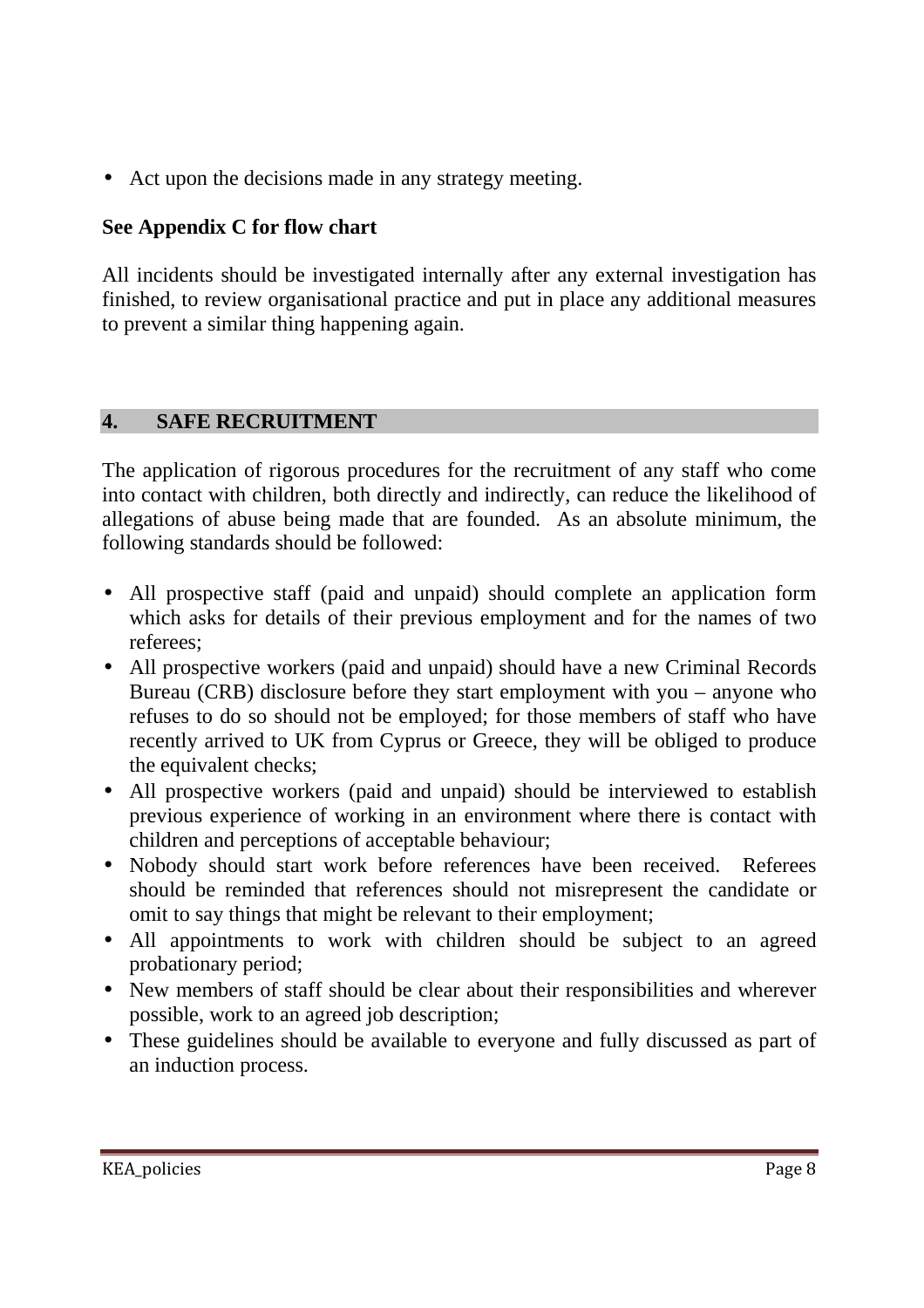- Act upon the decisions made in any strategy meeting.

**See Appendix C for flow chart**

All incidents should be investigated internally after any external investigation has finished, to review organisational practice and put in place any additional measures to prevent a similar thing happening again.

## 4. SAFE RECRUITMENT

The application of rigorous procedures for the recruitment of any staff who come into contact with children, both directly and indirectly, can reduce the likelihood of allegations of abuse being made that are founded. As an absolute minimum, the following standards should be followed:

- All prospective staff (paid and unpaid) should complete an application form which asks for details of their previous employment and for the names of two referees;
- All prospective workers (paid and unpaid) should have a new Criminal Records Bureau (CRB) disclosure before they start employment with you – anyone who refuses to do so should not be employed; for those members of staff who have recently arrived to UK from Cyprus or Greece, they will be obliged to produce the equivalent checks;
- All prospective workers (paid and unpaid) should be interviewed to establish previous experience of working in an environment where there is contact with children and perceptions of acceptable behaviour;
- Nobody should start work before references have been received. Referees should be reminded that references should not misrepresent the candidate or omit to say things that might be relevant to their employment;
- All appointments to work with children should be subject to an agreed probationary period;
- New members of staff should be clear about their responsibilities and wherever possible, work to an agreed job description;
- These guidelines should be available to everyone and fully discussed as part of an induction process.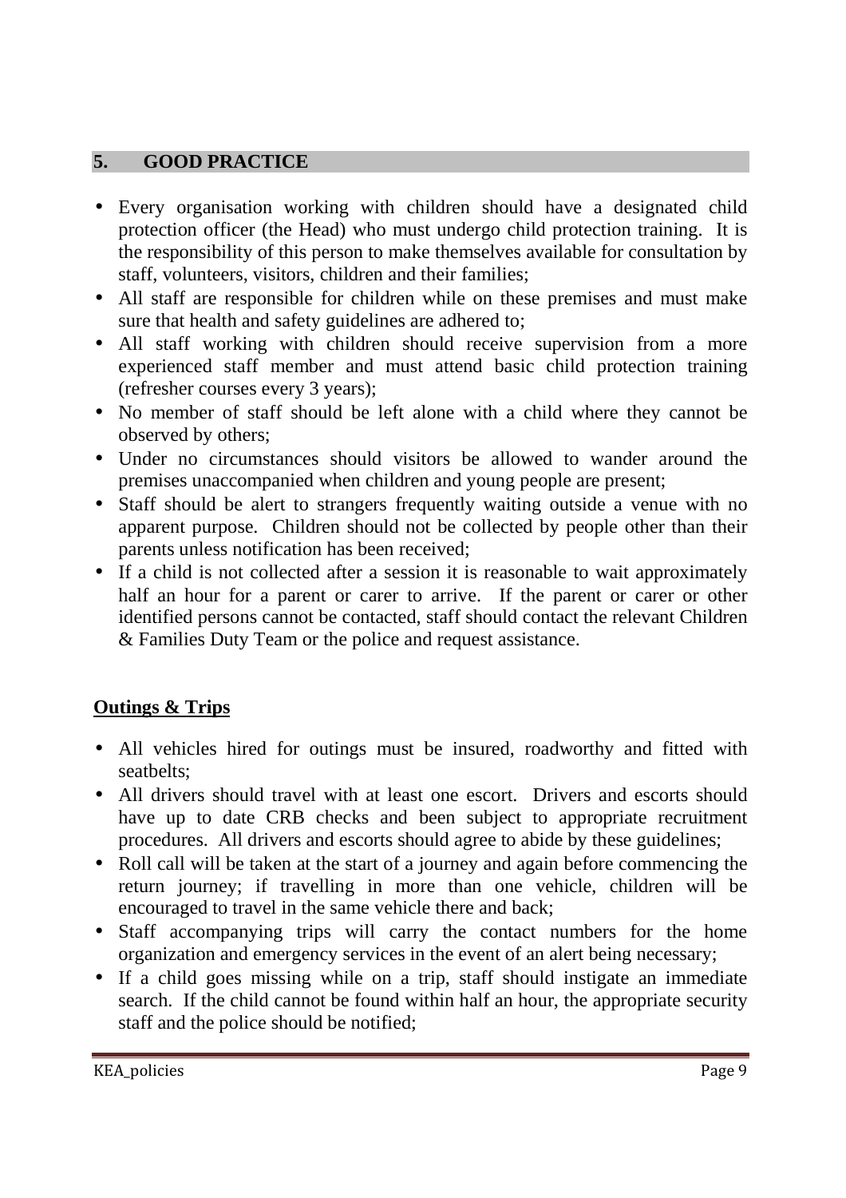## 5. GOOD PRACTICE

- Every organisation working with children should have a designated child protection officer (the Head) who must undergo child protection training. It is the responsibility of this person to make themselves available for consultation by staff, volunteers, visitors, children and their families;
- All staff are responsible for children while on these premises and must make sure that health and safety guidelines are adhered to;
- All staff working with children should receive supervision from a more experienced staff member and must attend basic child protection training (refresher courses every 3 years);
- No member of staff should be left alone with a child where they cannot be observed by others;
- Under no circumstances should visitors be allowed to wander around the premises unaccompanied when children and young people are present;
- Staff should be alert to strangers frequently waiting outside a venue with no apparent purpose. Children should not be collected by people other than their parents unless notification has been received;
- If a child is not collected after a session it is reasonable to wait approximately half an hour for a parent or carer to arrive. If the parent or carer or other identified persons cannot be contacted, staff should contact the relevant Children & Families Duty Team or the police and request assistance.

### Outings & Trips

- All vehicles hired for outings must be insured, roadworthy and fitted with seatbelts;
- All drivers should travel with at least one escort. Drivers and escorts should have up to date CRB checks and been subject to appropriate recruitment procedures. All drivers and escorts should agree to abide by these guidelines;
- Roll call will be taken at the start of a journey and again before commencing the return journey; if travelling in more than one vehicle, children will be encouraged to travel in the same vehicle there and back;
- Staff accompanying trips will carry the contact numbers for the home organization and emergency services in the event of an alert being necessary;
- If a child goes missing while on a trip, staff should instigate an immediate search. If the child cannot be found within half an hour, the appropriate security staff and the police should be notified;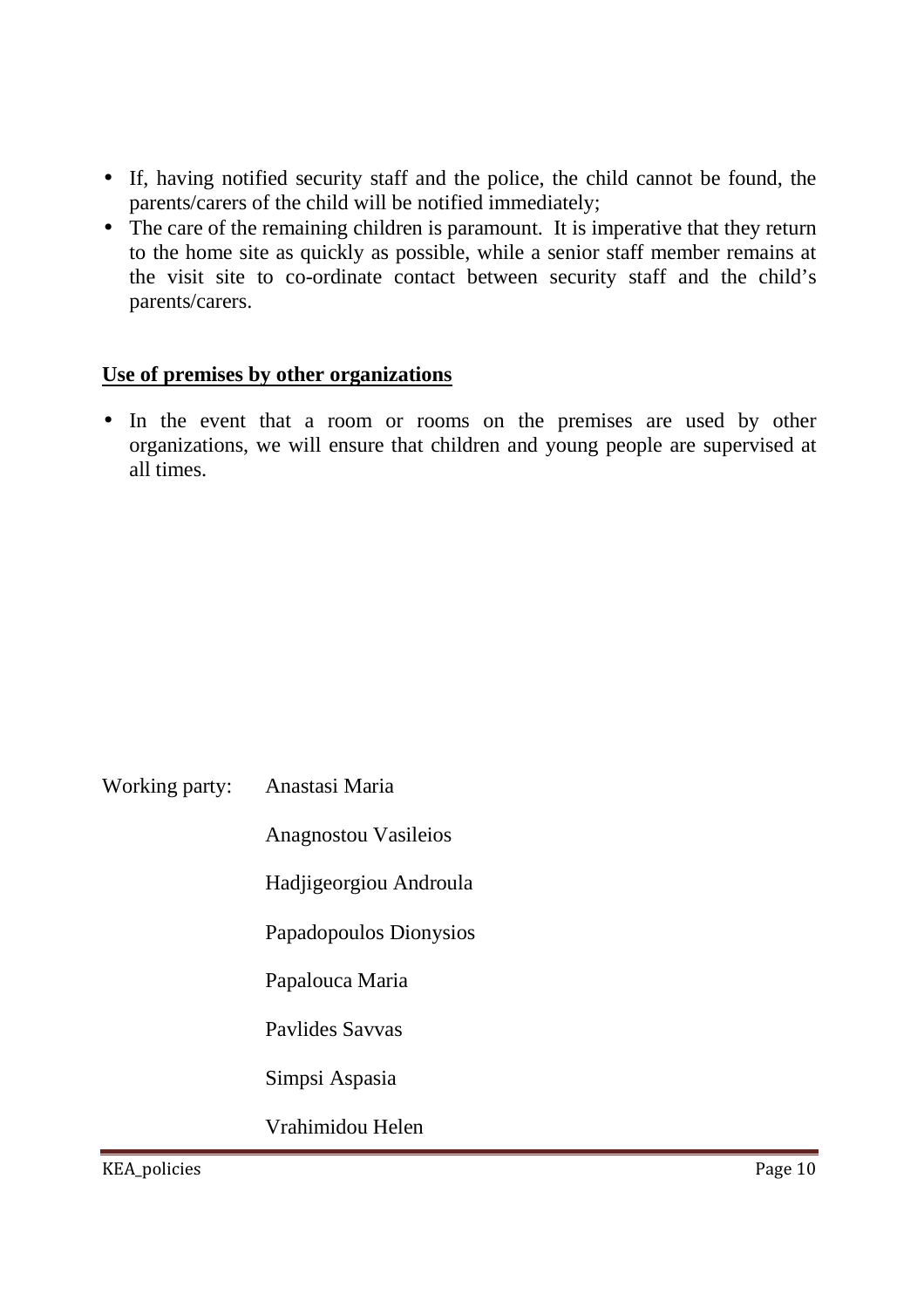- If, having notified security staff and the police, the child cannot be found, the parents/carers of the child will be notified immediately;
- The care of the remaining children is paramount. It is imperative that they return to the home site as quickly as possible, while a senior staff member remains at the visit site to co-ordinate contact between security staff and the child's parents/carers.

**<u>Use of premises by other organizations</u>**

- In the event that a room or rooms on the premises are used by other organizations, we will ensure that children and young people are supervised at all times.

Working party: Anastasi Maria

Anagnostou Vasileios

Hadjigeorgiou Androula

Papadopoulos Dionysios

Papalouca Maria

Pavlides Savvas

Simpsi Aspasia

Vrahimidou Helen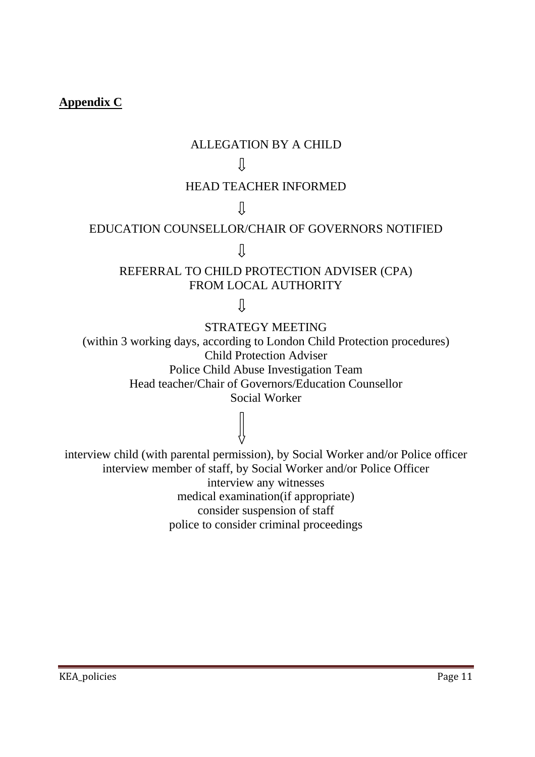**Appendix C**

ALLEGATION BY A CHILD

⇩

HEAD TEACHER INFORMED

⇩

EDUCATION COUNSELLOR/CHAIR OF GOVERNORS NOTIFIED

⇩

REFERRAL TO CHILD PROTECTION ADVISER (CPA)
FROM LOCAL AUTHORITY

⇩

STRATEGY MEETING
(within 3 working days, according to London Child Protection procedures)
Child Protection Adviser
Police Child Abuse Investigation Team
Head teacher/Chair of Governors/Education Counsellor
Social Worker

⇩

interview child (with parental permission), by Social Worker and/or Police officer
interview member of staff, by Social Worker and/or Police Officer
interview any witnesses
medical examination(if appropriate)
consider suspension of staff
police to consider criminal proceedings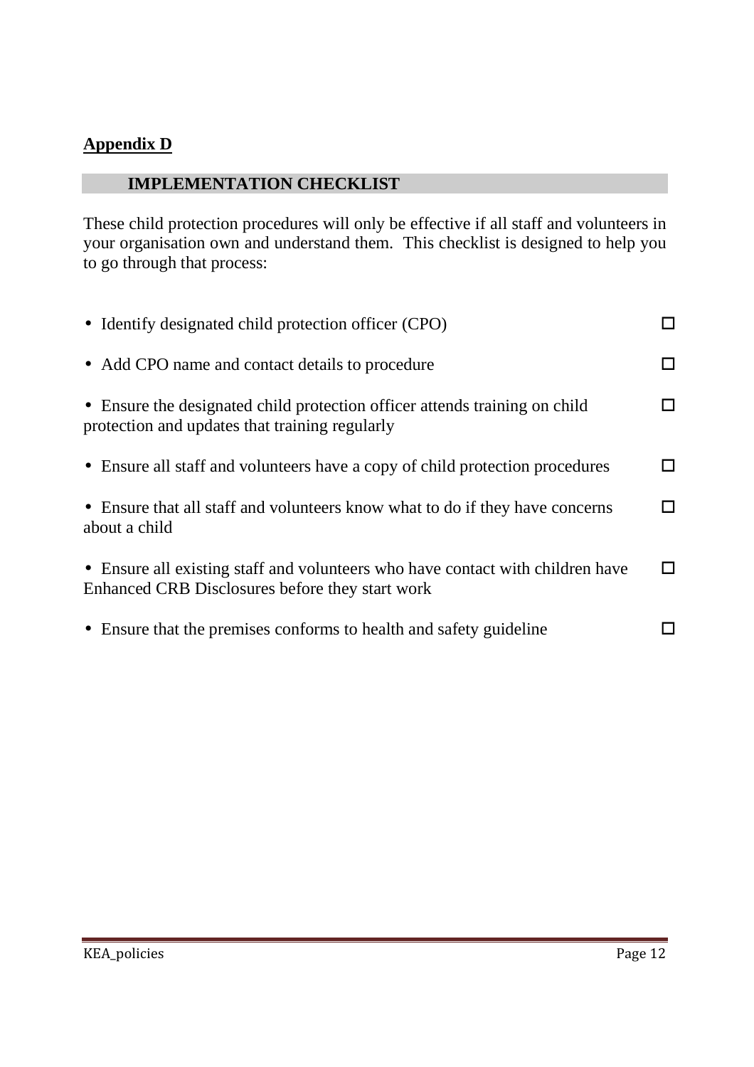**Appendix D**

## IMPLEMENTATION CHECKLIST

These child protection procedures will only be effective if all staff and volunteers in your organisation own and understand them. This checklist is designed to help you to go through that process:

- Identify designated child protection officer (CPO) ☐
- Add CPO name and contact details to procedure ☐
- Ensure the designated child protection officer attends training on child protection and updates that training regularly ☐
- Ensure all staff and volunteers have a copy of child protection procedures ☐
- Ensure that all staff and volunteers know what to do if they have concerns about a child ☐
- Ensure all existing staff and volunteers who have contact with children have Enhanced CRB Disclosures before they start work ☐
- Ensure that the premises conforms to health and safety guideline ☐